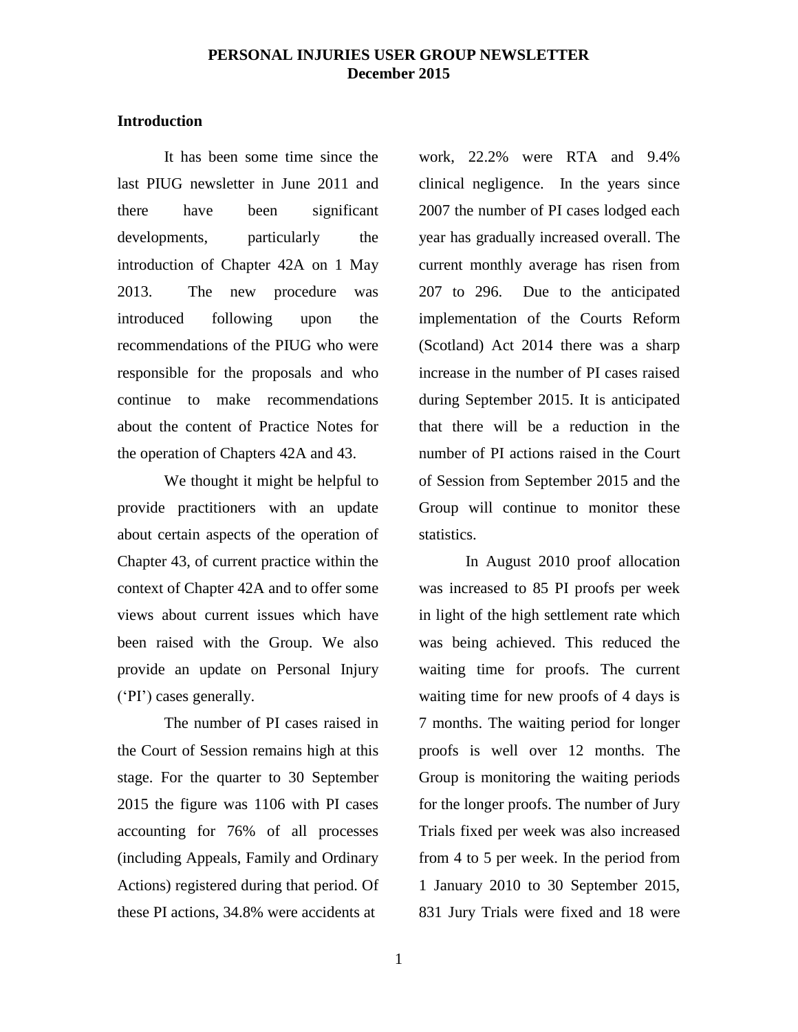# PERSONAL INJURIES USER GROUP NEWSLETTER
## December 2015

### Introduction

It has been some time since the last PIUG newsletter in June 2011 and there have been significant developments, particularly the introduction of Chapter 42A on 1 May 2013. The new procedure was introduced following upon the recommendations of the PIUG who were responsible for the proposals and who continue to make recommendations about the content of Practice Notes for the operation of Chapters 42A and 43.

We thought it might be helpful to provide practitioners with an update about certain aspects of the operation of Chapter 43, of current practice within the context of Chapter 42A and to offer some views about current issues which have been raised with the Group. We also provide an update on Personal Injury ('PI') cases generally.

The number of PI cases raised in the Court of Session remains high at this stage. For the quarter to 30 September 2015 the figure was 1106 with PI cases accounting for 76% of all processes (including Appeals, Family and Ordinary Actions) registered during that period. Of these PI actions, 34.8% were accidents at work, 22.2% were RTA and 9.4% clinical negligence. In the years since 2007 the number of PI cases lodged each year has gradually increased overall. The current monthly average has risen from 207 to 296. Due to the anticipated implementation of the Courts Reform (Scotland) Act 2014 there was a sharp increase in the number of PI cases raised during September 2015. It is anticipated that there will be a reduction in the number of PI actions raised in the Court of Session from September 2015 and the Group will continue to monitor these statistics.

In August 2010 proof allocation was increased to 85 PI proofs per week in light of the high settlement rate which was being achieved. This reduced the waiting time for proofs. The current waiting time for new proofs of 4 days is 7 months. The waiting period for longer proofs is well over 12 months. The Group is monitoring the waiting periods for the longer proofs. The number of Jury Trials fixed per week was also increased from 4 to 5 per week. In the period from 1 January 2010 to 30 September 2015, 831 Jury Trials were fixed and 18 were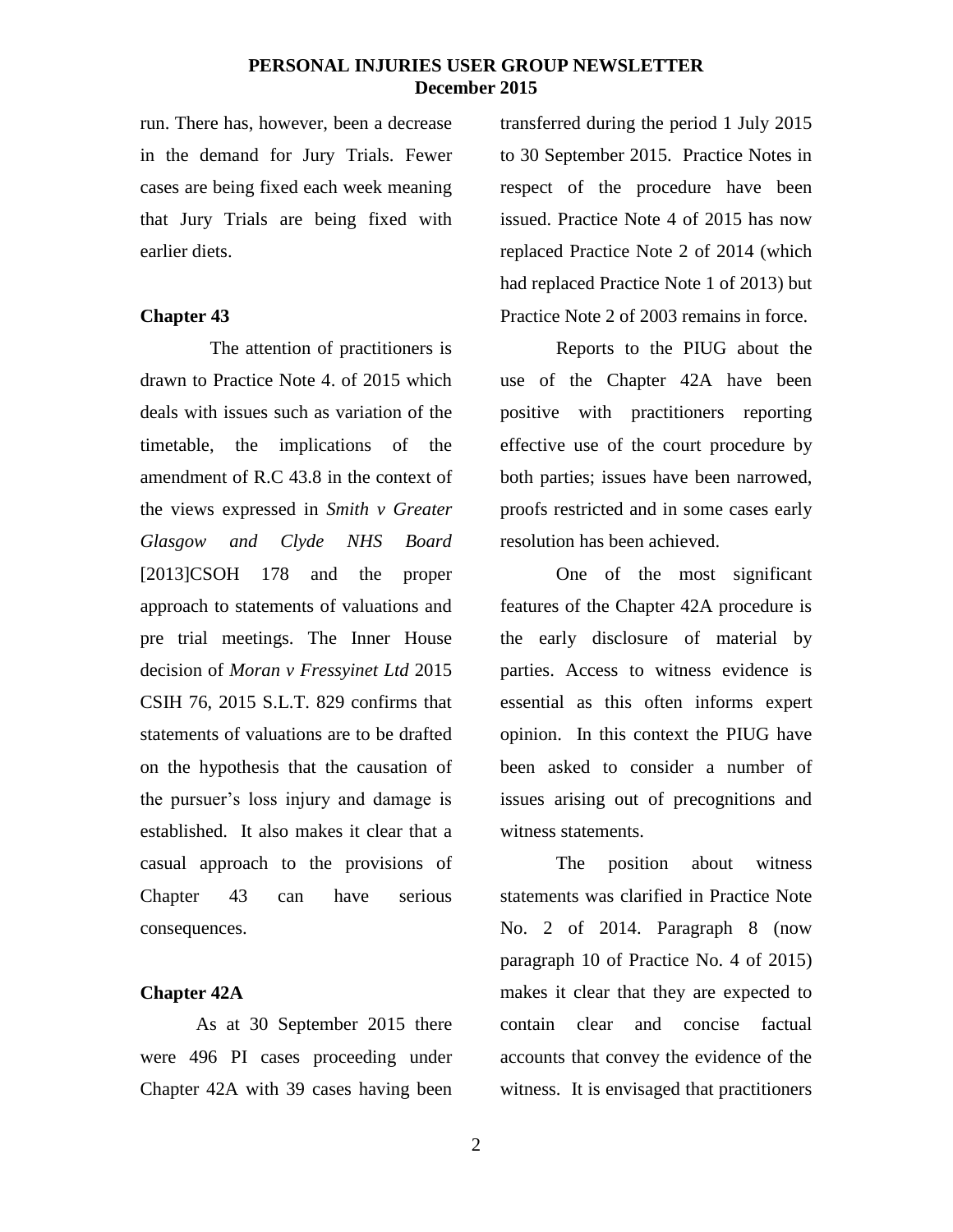run. There has, however, been a decrease in the demand for Jury Trials. Fewer cases are being fixed each week meaning that Jury Trials are being fixed with earlier diets.

**Chapter 43**

The attention of practitioners is drawn to Practice Note 4. of 2015 which deals with issues such as variation of the timetable, the implications of the amendment of R.C 43.8 in the context of the views expressed in *Smith v Greater Glasgow and Clyde NHS Board* [2013]CSOH 178 and the proper approach to statements of valuations and pre trial meetings. The Inner House decision of *Moran v Fressyinet Ltd* 2015 CSIH 76, 2015 S.L.T. 829 confirms that statements of valuations are to be drafted on the hypothesis that the causation of the pursuer's loss injury and damage is established. It also makes it clear that a casual approach to the provisions of Chapter 43 can have serious consequences.

**Chapter 42A**

As at 30 September 2015 there were 496 PI cases proceeding under Chapter 42A with 39 cases having been transferred during the period 1 July 2015 to 30 September 2015. Practice Notes in respect of the procedure have been issued. Practice Note 4 of 2015 has now replaced Practice Note 2 of 2014 (which had replaced Practice Note 1 of 2013) but Practice Note 2 of 2003 remains in force.

Reports to the PIUG about the use of the Chapter 42A have been positive with practitioners reporting effective use of the court procedure by both parties; issues have been narrowed, proofs restricted and in some cases early resolution has been achieved.

One of the most significant features of the Chapter 42A procedure is the early disclosure of material by parties. Access to witness evidence is essential as this often informs expert opinion. In this context the PIUG have been asked to consider a number of issues arising out of precognitions and witness statements.

The position about witness statements was clarified in Practice Note No. 2 of 2014. Paragraph 8 (now paragraph 10 of Practice No. 4 of 2015) makes it clear that they are expected to contain clear and concise factual accounts that convey the evidence of the witness. It is envisaged that practitioners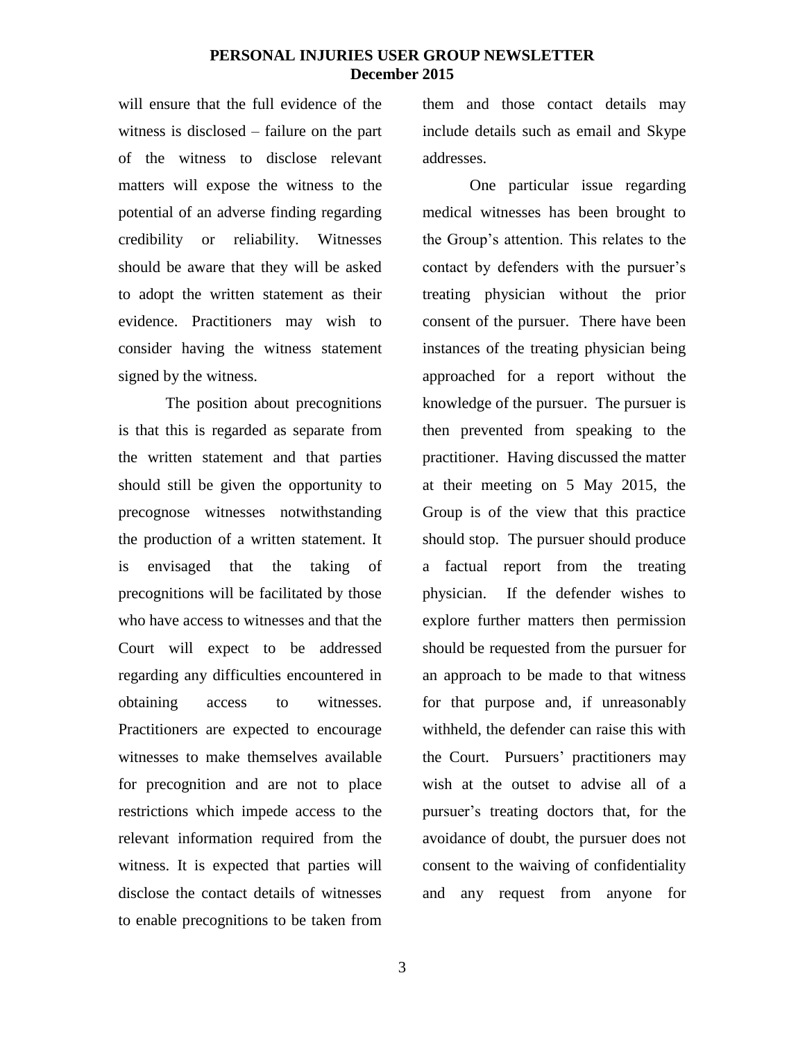will ensure that the full evidence of the witness is disclosed – failure on the part of the witness to disclose relevant matters will expose the witness to the potential of an adverse finding regarding credibility or reliability. Witnesses should be aware that they will be asked to adopt the written statement as their evidence. Practitioners may wish to consider having the witness statement signed by the witness.

The position about precognitions is that this is regarded as separate from the written statement and that parties should still be given the opportunity to precognose witnesses notwithstanding the production of a written statement. It is envisaged that the taking of precognitions will be facilitated by those who have access to witnesses and that the Court will expect to be addressed regarding any difficulties encountered in obtaining access to witnesses. Practitioners are expected to encourage witnesses to make themselves available for precognition and are not to place restrictions which impede access to the relevant information required from the witness. It is expected that parties will disclose the contact details of witnesses to enable precognitions to be taken from them and those contact details may include details such as email and Skype addresses.

One particular issue regarding medical witnesses has been brought to the Group's attention. This relates to the contact by defenders with the pursuer's treating physician without the prior consent of the pursuer. There have been instances of the treating physician being approached for a report without the knowledge of the pursuer. The pursuer is then prevented from speaking to the practitioner. Having discussed the matter at their meeting on 5 May 2015, the Group is of the view that this practice should stop. The pursuer should produce a factual report from the treating physician. If the defender wishes to explore further matters then permission should be requested from the pursuer for an approach to be made to that witness for that purpose and, if unreasonably withheld, the defender can raise this with the Court. Pursuers' practitioners may wish at the outset to advise all of a pursuer's treating doctors that, for the avoidance of doubt, the pursuer does not consent to the waiving of confidentiality and any request from anyone for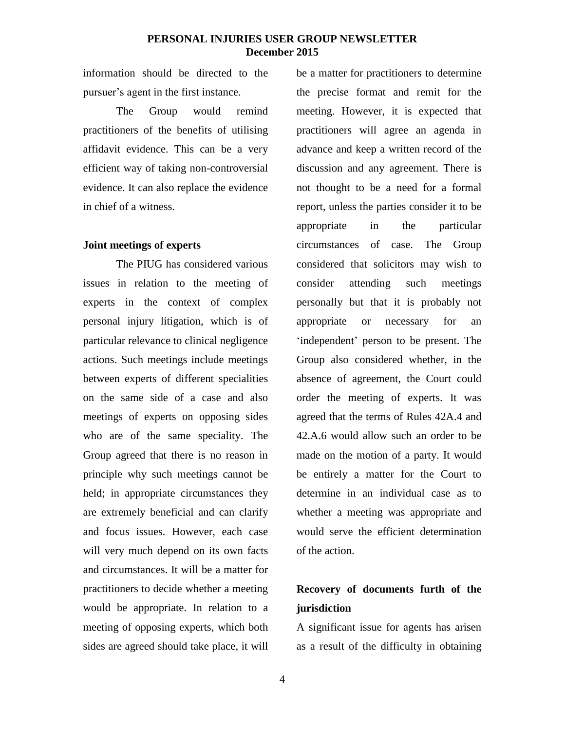information should be directed to the pursuer's agent in the first instance.

The Group would remind practitioners of the benefits of utilising affidavit evidence. This can be a very efficient way of taking non-controversial evidence. It can also replace the evidence in chief of a witness.

**Joint meetings of experts**

The PIUG has considered various issues in relation to the meeting of experts in the context of complex personal injury litigation, which is of particular relevance to clinical negligence actions. Such meetings include meetings between experts of different specialities on the same side of a case and also meetings of experts on opposing sides who are of the same speciality. The Group agreed that there is no reason in principle why such meetings cannot be held; in appropriate circumstances they are extremely beneficial and can clarify and focus issues. However, each case will very much depend on its own facts and circumstances. It will be a matter for practitioners to decide whether a meeting would be appropriate. In relation to a meeting of opposing experts, which both sides are agreed should take place, it will be a matter for practitioners to determine the precise format and remit for the meeting. However, it is expected that practitioners will agree an agenda in advance and keep a written record of the discussion and any agreement. There is not thought to be a need for a formal report, unless the parties consider it to be appropriate in the particular circumstances of case. The Group considered that solicitors may wish to consider attending such meetings personally but that it is probably not appropriate or necessary for an 'independent' person to be present. The Group also considered whether, in the absence of agreement, the Court could order the meeting of experts. It was agreed that the terms of Rules 42A.4 and 42.A.6 would allow such an order to be made on the motion of a party. It would be entirely a matter for the Court to determine in an individual case as to whether a meeting was appropriate and would serve the efficient determination of the action.

**Recovery of documents furth of the jurisdiction**

A significant issue for agents has arisen as a result of the difficulty in obtaining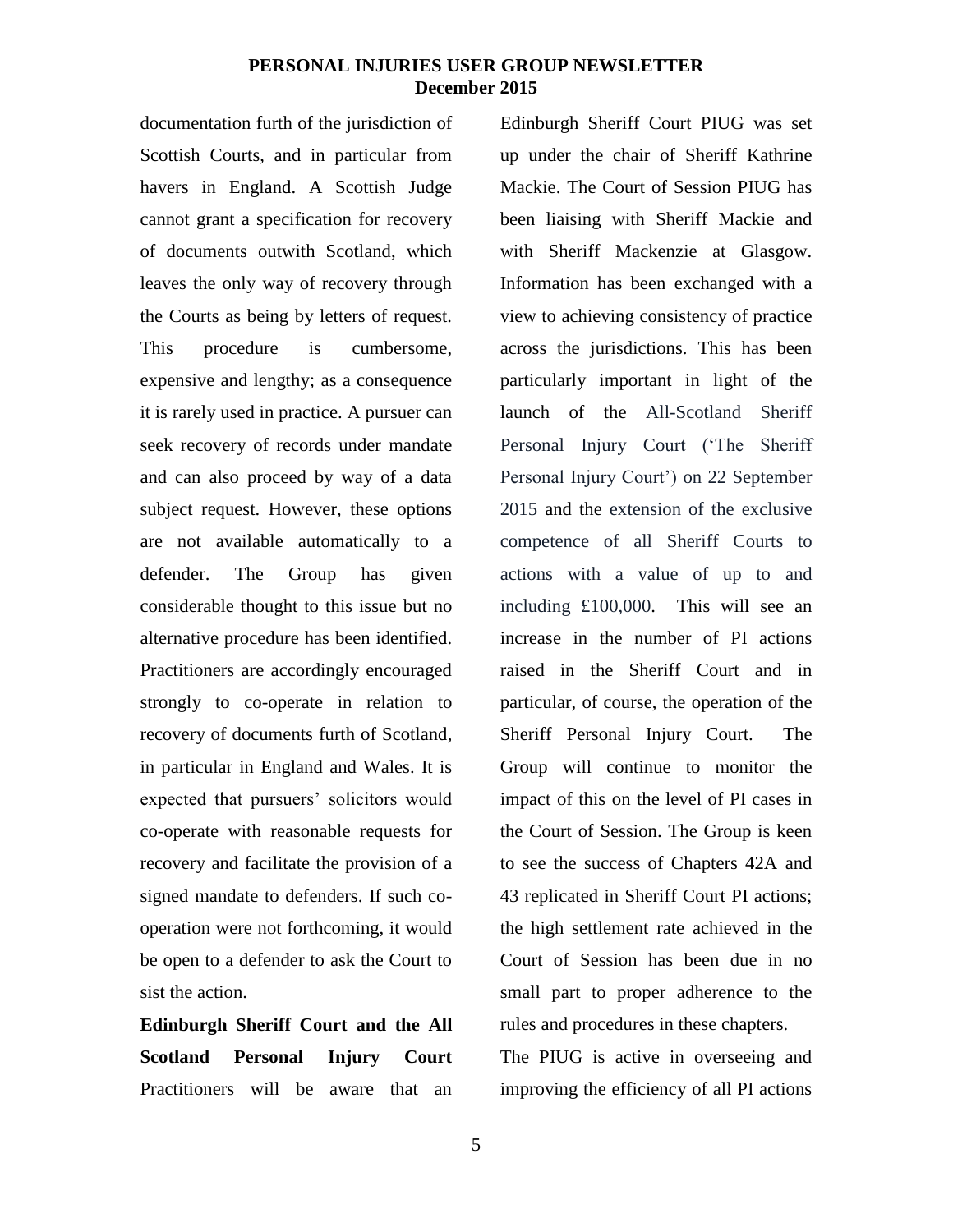documentation furth of the jurisdiction of Scottish Courts, and in particular from havers in England. A Scottish Judge cannot grant a specification for recovery of documents outwith Scotland, which leaves the only way of recovery through the Courts as being by letters of request. This procedure is cumbersome, expensive and lengthy; as a consequence it is rarely used in practice. A pursuer can seek recovery of records under mandate and can also proceed by way of a data subject request. However, these options are not available automatically to a defender. The Group has given considerable thought to this issue but no alternative procedure has been identified. Practitioners are accordingly encouraged strongly to co-operate in relation to recovery of documents furth of Scotland, in particular in England and Wales. It is expected that pursuers' solicitors would co-operate with reasonable requests for recovery and facilitate the provision of a signed mandate to defenders. If such co-operation were not forthcoming, it would be open to a defender to ask the Court to sist the action.

**Edinburgh Sheriff Court and the All Scotland Personal Injury Court**

Practitioners will be aware that an Edinburgh Sheriff Court PIUG was set up under the chair of Sheriff Kathrine Mackie. The Court of Session PIUG has been liaising with Sheriff Mackie and with Sheriff Mackenzie at Glasgow. Information has been exchanged with a view to achieving consistency of practice across the jurisdictions. This has been particularly important in light of the launch of the All-Scotland Sheriff Personal Injury Court ('The Sheriff Personal Injury Court') on 22 September 2015 and the extension of the exclusive competence of all Sheriff Courts to actions with a value of up to and including £100,000. This will see an increase in the number of PI actions raised in the Sheriff Court and in particular, of course, the operation of the Sheriff Personal Injury Court. The Group will continue to monitor the impact of this on the level of PI cases in the Court of Session. The Group is keen to see the success of Chapters 42A and 43 replicated in Sheriff Court PI actions; the high settlement rate achieved in the Court of Session has been due in no small part to proper adherence to the rules and procedures in these chapters.

The PIUG is active in overseeing and improving the efficiency of all PI actions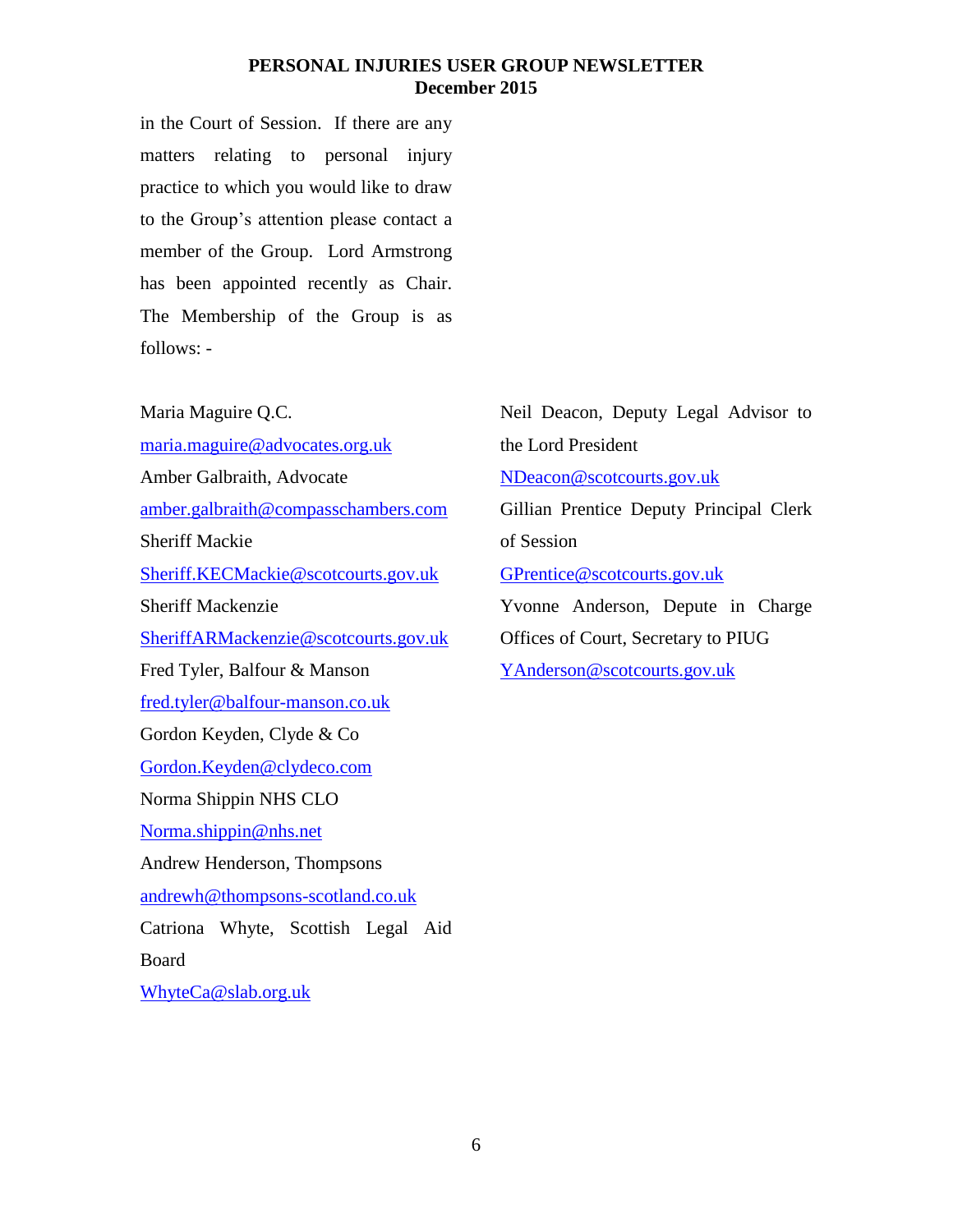in the Court of Session. If there are any matters relating to personal injury practice to which you would like to draw to the Group's attention please contact a member of the Group. Lord Armstrong has been appointed recently as Chair. The Membership of the Group is as follows: -

Maria Maguire Q.C.
maria.maguire@advocates.org.uk
Amber Galbraith, Advocate
amber.galbraith@compasschambers.com
Sheriff Mackie
Sheriff.KECMackie@scotcourts.gov.uk
Sheriff Mackenzie
SheriffARMackenzie@scotcourts.gov.uk
Fred Tyler, Balfour & Manson
fred.tyler@balfour-manson.co.uk
Gordon Keyden, Clyde & Co
Gordon.Keyden@clydeco.com
Norma Shippin NHS CLO
Norma.shippin@nhs.net
Andrew Henderson, Thompsons
andrewh@thompsons-scotland.co.uk
Catriona Whyte, Scottish Legal Aid Board
WhyteCa@slab.org.uk
Neil Deacon, Deputy Legal Advisor to the Lord President
NDeacon@scotcourts.gov.uk
Gillian Prentice Deputy Principal Clerk of Session
GPrentice@scotcourts.gov.uk
Yvonne Anderson, Depute in Charge Offices of Court, Secretary to PIUG
YAnderson@scotcourts.gov.uk